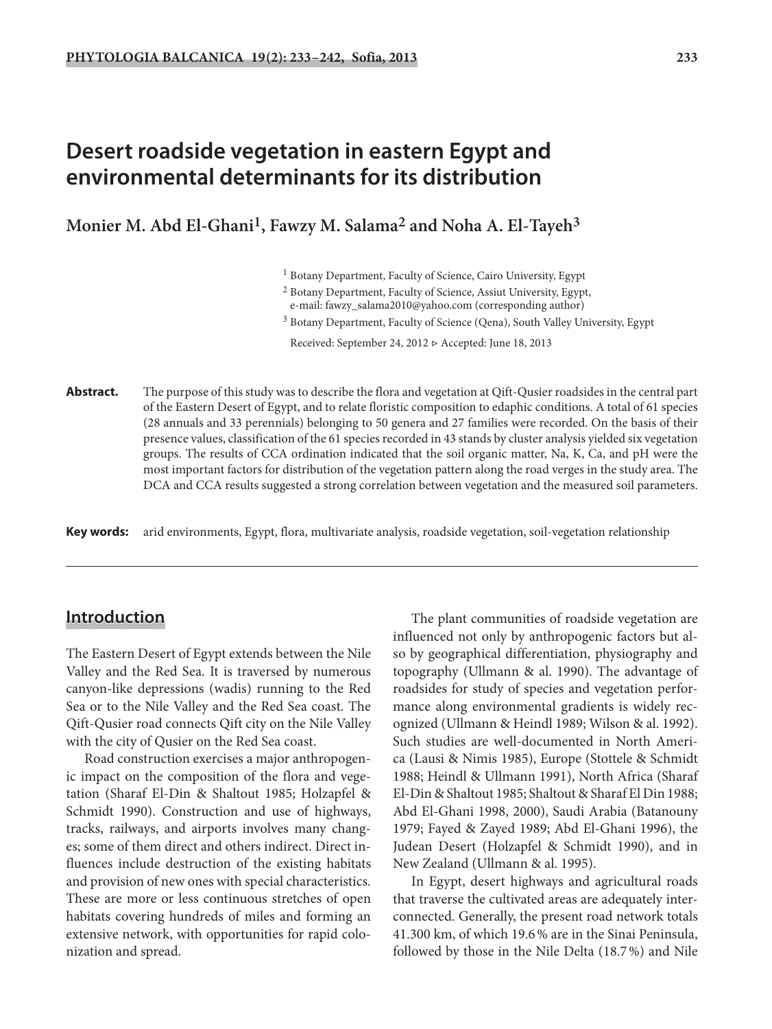# Desert roadside vegetation in eastern Egypt and environmental determinants for its distribution

**Monier M. Abd El-Ghani[1], Fawzy M. Salama[2] and Noha A. El-Tayeh[3]**

[1] Botany Department, Faculty of Science, Cairo University, Egypt

[2] Botany Department, Faculty of Science, Assiut University, Egypt, e-mail: fawzy_salama2010@yahoo.com (corresponding author)

[3] Botany Department, Faculty of Science (Qena), South Valley University, Egypt

Received: September 24, 2012 ▹ Accepted: June 18, 2013

**Abstract.** The purpose of this study was to describe the flora and vegetation at Qift-Qusier roadsides in the central part of the Eastern Desert of Egypt, and to relate floristic composition to edaphic conditions. A total of 61 species (28 annuals and 33 perennials) belonging to 50 genera and 27 families were recorded. On the basis of their presence values, classification of the 61 species recorded in 43 stands by cluster analysis yielded six vegetation groups. The results of CCA ordination indicated that the soil organic matter, Na, K, Ca, and pH were the most important factors for distribution of the vegetation pattern along the road verges in the study area. The DCA and CCA results suggested a strong correlation between vegetation and the measured soil parameters.

**Key words:** arid environments, Egypt, flora, multivariate analysis, roadside vegetation, soil-vegetation relationship

## Introduction

The Eastern Desert of Egypt extends between the Nile Valley and the Red Sea. It is traversed by numerous canyon-like depressions (wadis) running to the Red Sea or to the Nile Valley and the Red Sea coast. The Qift-Qusier road connects Qift city on the Nile Valley with the city of Qusier on the Red Sea coast.

Road construction exercises a major anthropogenic impact on the composition of the flora and vegetation (Sharaf El-Din & Shaltout 1985; Holzapfel & Schmidt 1990). Construction and use of highways, tracks, railways, and airports involves many changes; some of them direct and others indirect. Direct influences include destruction of the existing habitats and provision of new ones with special characteristics. These are more or less continuous stretches of open habitats covering hundreds of miles and forming an extensive network, with opportunities for rapid colonization and spread.

The plant communities of roadside vegetation are influenced not only by anthropogenic factors but also by geographical differentiation, physiography and topography (Ullmann & al. 1990). The advantage of roadsides for study of species and vegetation performance along environmental gradients is widely recognized (Ullmann & Heindl 1989; Wilson & al. 1992). Such studies are well-documented in North America (Lausi & Nimis 1985), Europe (Stottele & Schmidt 1988; Heindl & Ullmann 1991), North Africa (Sharaf El-Din & Shaltout 1985; Shaltout & Sharaf El Din 1988; Abd El-Ghani 1998, 2000), Saudi Arabia (Batanouny 1979; Fayed & Zayed 1989; Abd El-Ghani 1996), the Judean Desert (Holzapfel & Schmidt 1990), and in New Zealand (Ullmann & al. 1995).

In Egypt, desert highways and agricultural roads that traverse the cultivated areas are adequately interconnected. Generally, the present road network totals 41.300 km, of which 19.6 % are in the Sinai Peninsula, followed by those in the Nile Delta (18.7 %) and Nile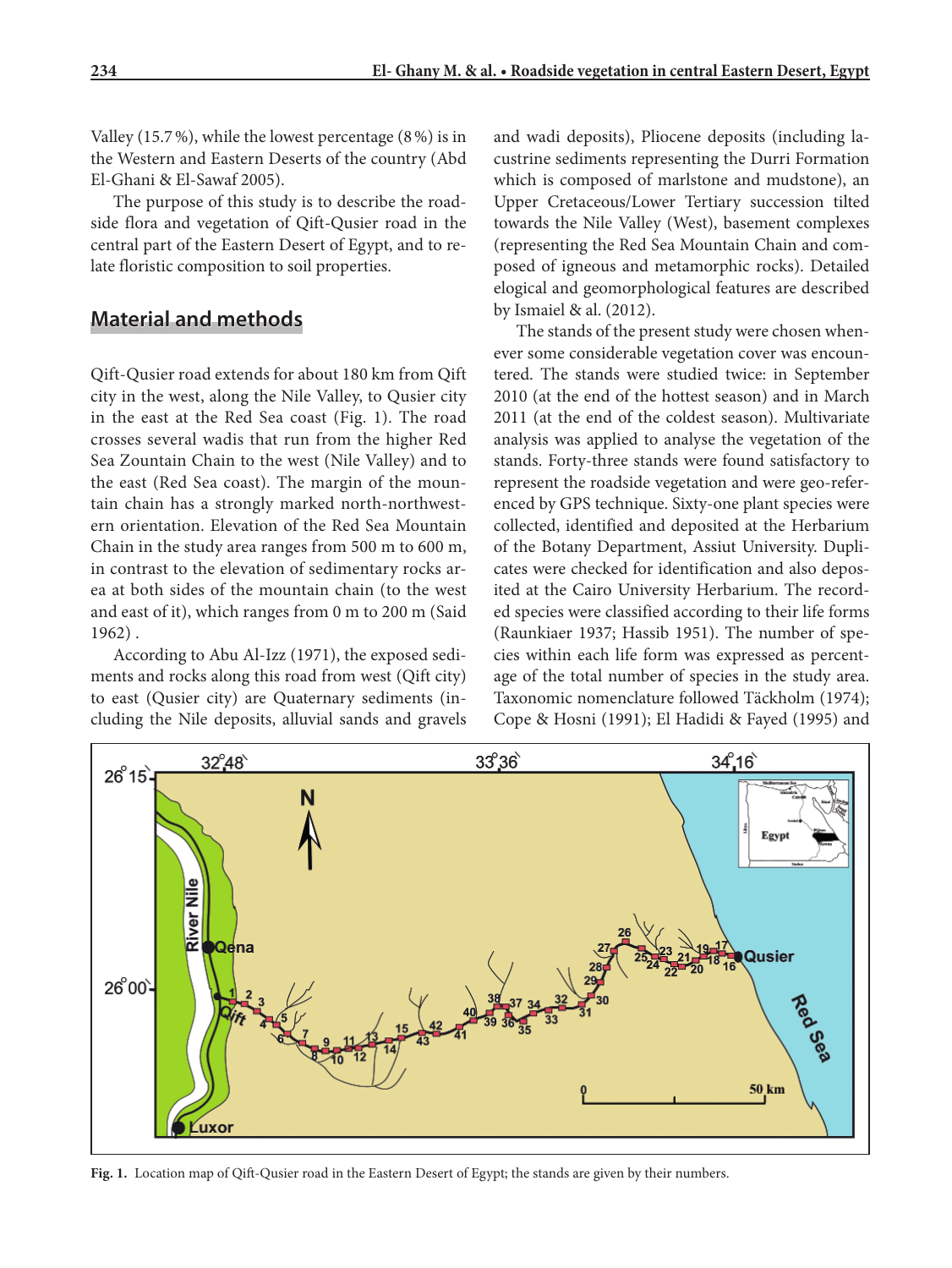Valley (15.7 %), while the lowest percentage (8 %) is in the Western and Eastern Deserts of the country (Abd El-Ghani & El-Sawaf 2005).

The purpose of this study is to describe the roadside flora and vegetation of Qift-Qusier road in the central part of the Eastern Desert of Egypt, and to relate floristic composition to soil properties.

## Material and methods

Qift-Qusier road extends for about 180 km from Qift city in the west, along the Nile Valley, to Qusier city in the east at the Red Sea coast (Fig. 1). The road crosses several wadis that run from the higher Red Sea Zountain Chain to the west (Nile Valley) and to the east (Red Sea coast). The margin of the mountain chain has a strongly marked north-northwestern orientation. Elevation of the Red Sea Mountain Chain in the study area ranges from 500 m to 600 m, in contrast to the elevation of sedimentary rocks area at both sides of the mountain chain (to the west and east of it), which ranges from 0 m to 200 m (Said 1962) .

According to Abu Al-Izz (1971), the exposed sediments and rocks along this road from west (Qift city) to east (Qusier city) are Quaternary sediments (including the Nile deposits, alluvial sands and gravels and wadi deposits), Pliocene deposits (including lacustrine sediments representing the Durri Formation which is composed of marlstone and mudstone), an Upper Cretaceous/Lower Tertiary succession tilted towards the Nile Valley (West), basement complexes (representing the Red Sea Mountain Chain and composed of igneous and metamorphic rocks). Detailed elogical and geomorphological features are described by Ismaiel & al. (2012).

The stands of the present study were chosen whenever some considerable vegetation cover was encountered. The stands were studied twice: in September 2010 (at the end of the hottest season) and in March 2011 (at the end of the coldest season). Multivariate analysis was applied to analyse the vegetation of the stands. Forty-three stands were found satisfactory to represent the roadside vegetation and were geo-referenced by GPS technique. Sixty-one plant species were collected, identified and deposited at the Herbarium of the Botany Department, Assiut University. Duplicates were checked for identification and also deposited at the Cairo University Herbarium. The recorded species were classified according to their life forms (Raunkiaer 1937; Hassib 1951). The number of species within each life form was expressed as percentage of the total number of species in the study area. Taxonomic nomenclature followed Täckholm (1974); Cope & Hosni (1991); El Hadidi & Fayed (1995) and

**Fig. 1.** Location map of Qift-Qusier road in the Eastern Desert of Egypt; the stands are given by their numbers.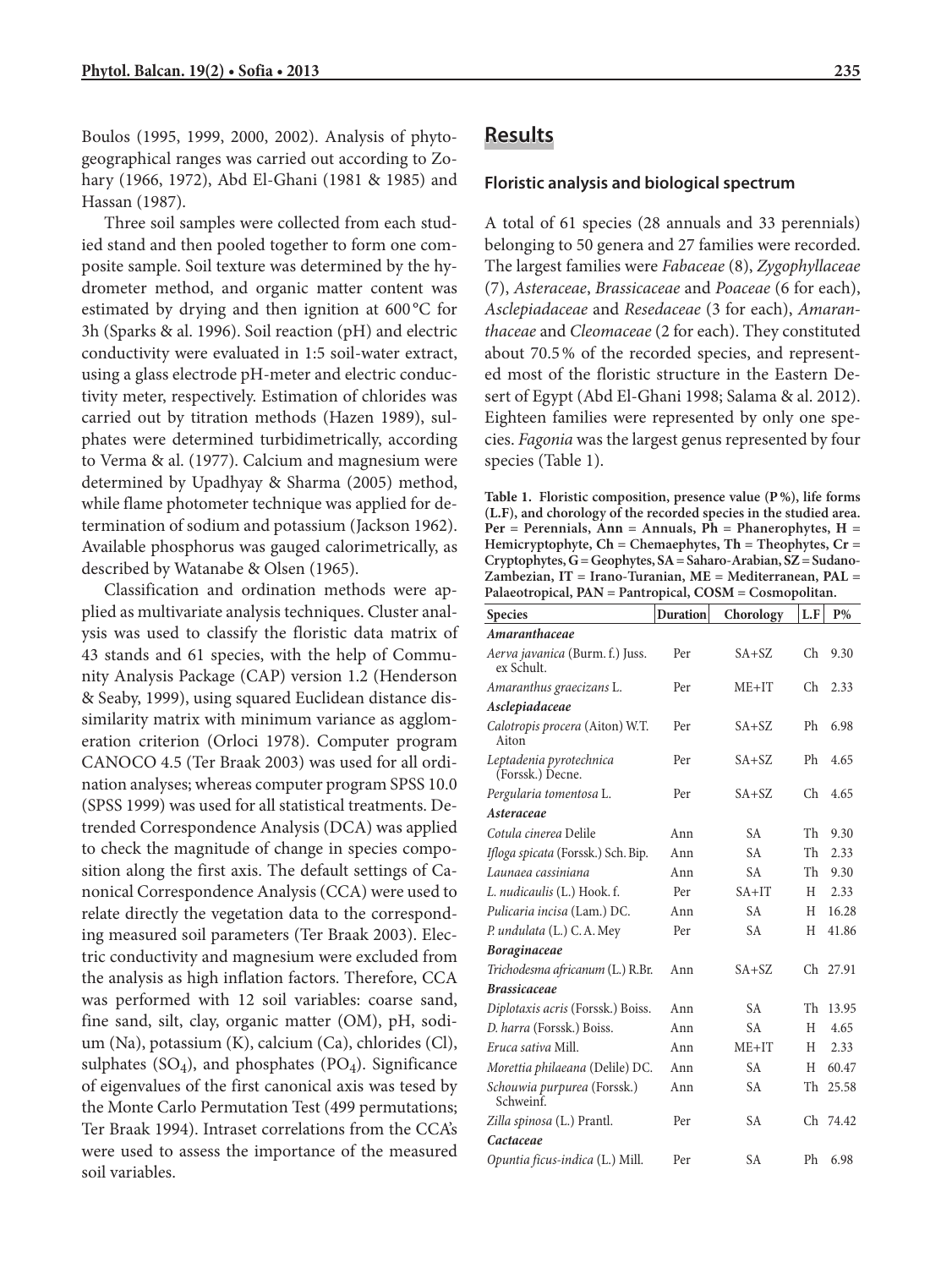Boulos (1995, 1999, 2000, 2002). Analysis of phytogeographical ranges was carried out according to Zohary (1966, 1972), Abd El-Ghani (1981 & 1985) and Hassan (1987).

Three soil samples were collected from each studied stand and then pooled together to form one composite sample. Soil texture was determined by the hydrometer method, and organic matter content was estimated by drying and then ignition at 600 °C for 3h (Sparks & al. 1996). Soil reaction (pH) and electric conductivity were evaluated in 1:5 soil-water extract, using a glass electrode pH-meter and electric conductivity meter, respectively. Estimation of chlorides was carried out by titration methods (Hazen 1989), sulphates were determined turbidimetrically, according to Verma & al. (1977). Calcium and magnesium were determined by Upadhyay & Sharma (2005) method, while flame photometer technique was applied for determination of sodium and potassium (Jackson 1962). Available phosphorus was gauged calorimetrically, as described by Watanabe & Olsen (1965).

Classification and ordination methods were applied as multivariate analysis techniques. Cluster analysis was used to classify the floristic data matrix of 43 stands and 61 species, with the help of Community Analysis Package (CAP) version 1.2 (Henderson & Seaby, 1999), using squared Euclidean distance dissimilarity matrix with minimum variance as agglomeration criterion (Orloci 1978). Computer program CANOCO 4.5 (Ter Braak 2003) was used for all ordination analyses; whereas computer program SPSS 10.0 (SPSS 1999) was used for all statistical treatments. Detrended Correspondence Analysis (DCA) was applied to check the magnitude of change in species composition along the first axis. The default settings of Canonical Correspondence Analysis (CCA) were used to relate directly the vegetation data to the corresponding measured soil parameters (Ter Braak 2003). Electric conductivity and magnesium were excluded from the analysis as high inflation factors. Therefore, CCA was performed with 12 soil variables: coarse sand, fine sand, silt, clay, organic matter (OM), pH, sodium (Na), potassium (K), calcium (Ca), chlorides (Cl), sulphates ($SO_4$), and phosphates ($PO_4$). Significance of eigenvalues of the first canonical axis was tesed by the Monte Carlo Permutation Test (499 permutations; Ter Braak 1994). Intraset correlations from the CCA's were used to assess the importance of the measured soil variables.

## Results

### Floristic analysis and biological spectrum

A total of 61 species (28 annuals and 33 perennials) belonging to 50 genera and 27 families were recorded. The largest families were *Fabaceae* (8), *Zygophyllaceae* (7), *Asteraceae*, *Brassicaceae* and *Poaceae* (6 for each), *Asclepiadaceae* and *Resedaceae* (3 for each), *Amaranthaceae* and *Cleomaceae* (2 for each). They constituted about 70.5 % of the recorded species, and represented most of the floristic structure in the Eastern Desert of Egypt (Abd El-Ghani 1998; Salama & al. 2012). Eighteen families were represented by only one species. *Fagonia* was the largest genus represented by four species (Table 1).

**Table 1. Floristic composition, presence value (P %), life forms (L.F), and chorology of the recorded species in the studied area. Per = Perennials, Ann = Annuals, Ph = Phanerophytes, H = Hemicryptophyte, Ch = Chemaephytes, Th = Theophytes, Cr = Cryptophytes, G = Geophytes, SA = Saharo-Arabian, SZ = Sudano-Zambezian, IT = Irano-Turanian, ME = Mediterranean, PAL = Palaeotropical, PAN = Pantropical, COSM = Cosmopolitan.**

| Species | Duration | Chorology | L.F | P% |
|---|---|---|---|---|
| ***Amaranthaceae*** | | | | |
| *Aerva javanica* (Burm. f.) Juss. ex Schult. | Per | SA+SZ | Ch | 9.30 |
| *Amaranthus graecizans* L. | Per | ME+IT | Ch | 2.33 |
| ***Asclepiadaceae*** | | | | |
| *Calotropis procera* (Aiton) W.T. Aiton | Per | SA+SZ | Ph | 6.98 |
| *Leptadenia pyrotechnica* (Forssk.) Decne. | Per | SA+SZ | Ph | 4.65 |
| *Pergularia tomentosa* L. | Per | SA+SZ | Ch | 4.65 |
| ***Asteraceae*** | | | | |
| *Cotula cinerea* Delile | Ann | SA | Th | 9.30 |
| *Ifloga spicata* (Forssk.) Sch. Bip. | Ann | SA | Th | 2.33 |
| *Launaea cassiniana* | Ann | SA | Th | 9.30 |
| *L. nudicaulis* (L.) Hook. f. | Per | SA+IT | H | 2.33 |
| *Pulicaria incisa* (Lam.) DC. | Ann | SA | H | 16.28 |
| *P. undulata* (L.) C. A. Mey | Per | SA | H | 41.86 |
| ***Boraginaceae*** | | | | |
| *Trichodesma africanum* (L.) R.Br. | Ann | SA+SZ | Ch | 27.91 |
| ***Brassicaceae*** | | | | |
| *Diplotaxis acris* (Forssk.) Boiss. | Ann | SA | Th | 13.95 |
| *D. harra* (Forssk.) Boiss. | Ann | SA | H | 4.65 |
| *Eruca sativa* Mill. | Ann | ME+IT | H | 2.33 |
| *Morettia philaeana* (Delile) DC. | Ann | SA | H | 60.47 |
| *Schouwia purpurea* (Forssk.) Schweinf. | Ann | SA | Th | 25.58 |
| *Zilla spinosa* (L.) Prantl. | Per | SA | Ch | 74.42 |
| ***Cactaceae*** | | | | |
| *Opuntia ficus-indica* (L.) Mill. | Per | SA | Ph | 6.98 |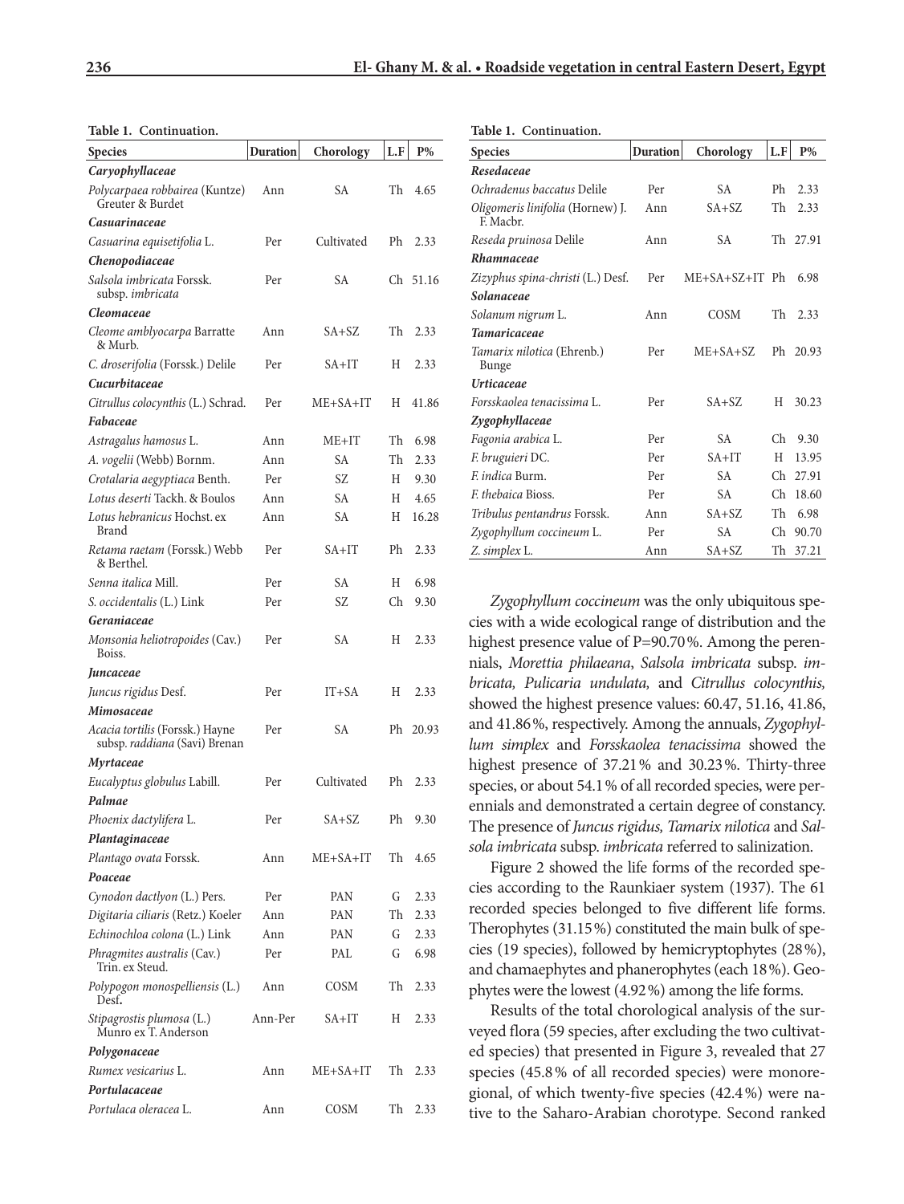**Table 1. Continuation.**

| Species | Duration | Chorology | L.F | P% |
|---|---|---|---|---|
| ***Caryophyllaceae*** | | | | |
| *Polycarpaea robbairea* (Kuntze) Greuter & Burdet | Ann | SA | Th | 4.65 |
| ***Casuarinaceae*** | | | | |
| *Casuarina equisetifolia* L. | Per | Cultivated | Ph | 2.33 |
| ***Chenopodiaceae*** | | | | |
| *Salsola imbricata* Forssk. subsp. *imbricata* | Per | SA | Ch | 51.16 |
| ***Cleomaceae*** | | | | |
| *Cleome amblyocarpa* Barratte & Murb. | Ann | SA+SZ | Th | 2.33 |
| *C. droserifolia* (Forssk.) Delile | Per | SA+IT | H | 2.33 |
| ***Cucurbitaceae*** | | | | |
| *Citrullus colocynthis* (L.) Schrad. | Per | ME+SA+IT | H | 41.86 |
| ***Fabaceae*** | | | | |
| *Astragalus hamosus* L. | Ann | ME+IT | Th | 6.98 |
| *A. vogelii* (Webb) Bornm. | Ann | SA | Th | 2.33 |
| *Crotalaria aegyptiaca* Benth. | Per | SZ | H | 9.30 |
| *Lotus deserti* Tackh. & Boulos | Ann | SA | H | 4.65 |
| *Lotus hebranicus* Hochst. ex Brand | Ann | SA | H | 16.28 |
| *Retama raetam* (Forssk.) Webb & Berthel. | Per | SA+IT | Ph | 2.33 |
| *Senna italica* Mill. | Per | SA | H | 6.98 |
| *S. occidentalis* (L.) Link | Per | SZ | Ch | 9.30 |
| ***Geraniaceae*** | | | | |
| *Monsonia heliotropoides* (Cav.) Boiss. | Per | SA | H | 2.33 |
| ***Juncaceae*** | | | | |
| *Juncus rigidus* Desf. | Per | IT+SA | H | 2.33 |
| ***Mimosaceae*** | | | | |
| *Acacia tortilis* (Forssk.) Hayne subsp. *raddiana* (Savi) Brenan | Per | SA | Ph | 20.93 |
| ***Myrtaceae*** | | | | |
| *Eucalyptus globulus* Labill. | Per | Cultivated | Ph | 2.33 |
| ***Palmae*** | | | | |
| *Phoenix dactylifera* L. | Per | SA+SZ | Ph | 9.30 |
| ***Plantaginaceae*** | | | | |
| *Plantago ovata* Forssk. | Ann | ME+SA+IT | Th | 4.65 |
| ***Poaceae*** | | | | |
| *Cynodon dactlyon* (L.) Pers. | Per | PAN | G | 2.33 |
| *Digitaria ciliaris* (Retz.) Koeler | Ann | PAN | Th | 2.33 |
| *Echinochloa colona* (L.) Link | Ann | PAN | G | 2.33 |
| *Phragmites australis* (Cav.) Trin. ex Steud. | Per | PAL | G | 6.98 |
| *Polypogon monospelliensis* (L.) Desf. | Ann | COSM | Th | 2.33 |
| *Stipagrostis plumosa* (L.) Munro ex T. Anderson | Ann-Per | SA+IT | H | 2.33 |
| ***Polygonaceae*** | | | | |
| *Rumex vesicarius* L. | Ann | ME+SA+IT | Th | 2.33 |
| ***Portulacaceae*** | | | | |
| *Portulaca oleracea* L. | Ann | COSM | Th | 2.33 |
| ***Resedaceae*** | | | | |
| *Ochradenus baccatus* Delile | Per | SA | Ph | 2.33 |
| *Oligomeris linifolia* (Hornew) J. F. Macbr. | Ann | SA+SZ | Th | 2.33 |
| *Reseda pruinosa* Delile | Ann | SA | Th | 27.91 |
| ***Rhamnaceae*** | | | | |
| *Zizyphus spina-christi* (L.) Desf. | Per | ME+SA+SZ+IT | Ph | 6.98 |
| ***Solanaceae*** | | | | |
| *Solanum nigrum* L. | Ann | COSM | Th | 2.33 |
| ***Tamaricaceae*** | | | | |
| *Tamarix nilotica* (Ehrenb.) Bunge | Per | ME+SA+SZ | Ph | 20.93 |
| ***Urticaceae*** | | | | |
| *Forsskaolea tenacissima* L. | Per | SA+SZ | H | 30.23 |
| ***Zygophyllaceae*** | | | | |
| *Fagonia arabica* L. | Per | SA | Ch | 9.30 |
| *F. bruguieri* DC. | Per | SA+IT | H | 13.95 |
| *F. indica* Burm. | Per | SA | Ch | 27.91 |
| *F. thebaica* Bioss. | Per | SA | Ch | 18.60 |
| *Tribulus pentandrus* Forssk. | Ann | SA+SZ | Th | 6.98 |
| *Zygophyllum coccineum* L. | Per | SA | Ch | 90.70 |
| *Z. simplex* L. | Ann | SA+SZ | Th | 37.21 |

*Zygophyllum coccineum* was the only ubiquitous species with a wide ecological range of distribution and the highest presence value of P=90.70%. Among the perennials, *Morettia philaeana*, *Salsola imbricata* subsp. *imbricata, Pulicaria undulata,* and *Citrullus colocynthis,* showed the highest presence values: 60.47, 51.16, 41.86, and 41.86%, respectively. Among the annuals, *Zygophyllum simplex* and *Forsskaolea tenacissima* showed the highest presence of 37.21% and 30.23%. Thirty-three species, or about 54.1% of all recorded species, were perennials and demonstrated a certain degree of constancy. The presence of *Juncus rigidus, Tamarix nilotica* and *Salsola imbricata* subsp. *imbricata* referred to salinization.

Figure 2 showed the life forms of the recorded species according to the Raunkiaer system (1937). The 61 recorded species belonged to five different life forms. Therophytes (31.15%) constituted the main bulk of species (19 species), followed by hemicryptophytes (28%), and chamaephytes and phanerophytes (each 18%). Geophytes were the lowest (4.92%) among the life forms.

Results of the total chorological analysis of the surveyed flora (59 species, after excluding the two cultivated species) that presented in Figure 3, revealed that 27 species (45.8% of all recorded species) were monoregional, of which twenty-five species (42.4%) were native to the Saharo-Arabian chorotype. Second ranked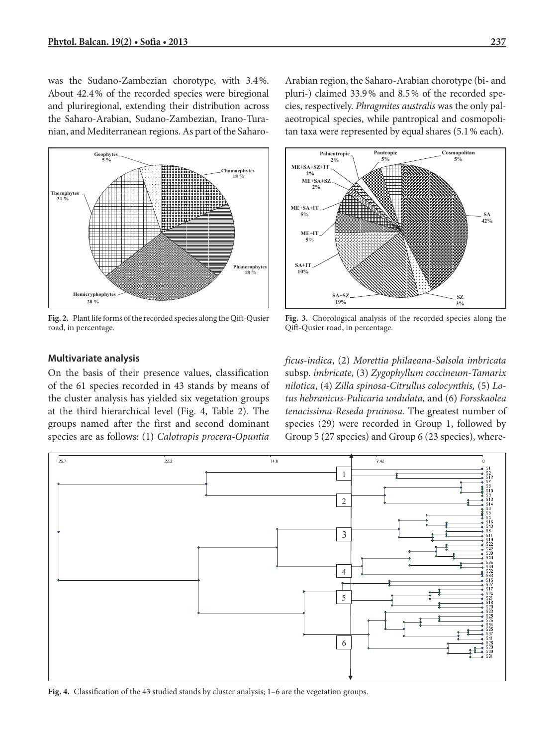was the Sudano-Zambezian chorotype, with 3.4%. About 42.4% of the recorded species were biregional and pluriregional, extending their distribution across the Saharo-Arabian, Sudano-Zambezian, Irano-Turanian, and Mediterranean regions. As part of the Saharo-Arabian region, the Saharo-Arabian chorotype (bi- and pluri-) claimed 33.9% and 8.5% of the recorded species, respectively. *Phragmites australis* was the only palaeotropical species, while pantropical and cosmopolitan taxa were represented by equal shares (5.1% each).

**Fig. 2.** Plant life forms of the recorded species along the Qift-Qusier road, in percentage.

**Fig. 3.** Chorological analysis of the recorded species along the Qift-Qusier road, in percentage.

## Multivariate analysis

On the basis of their presence values, classification of the 61 species recorded in 43 stands by means of the cluster analysis has yielded six vegetation groups at the third hierarchical level (Fig. 4, Table 2). The groups named after the first and second dominant species are as follows: (1) *Calotropis procera-Opuntia ficus-indica*, (2) *Morettia philaeana-Salsola imbricata* subsp. *imbricate*, (3) *Zygophyllum coccineum-Tamarix nilotica*, (4) *Zilla spinosa-Citrullus colocynthis,* (5) *Lotus hebranicus-Pulicaria undulata,* and (6) *Forsskaolea tenacissima-Reseda pruinosa.* The greatest number of species (29) were recorded in Group 1, followed by Group 5 (27 species) and Group 6 (23 species), where-

**Fig. 4.** Classification of the 43 studied stands by cluster analysis; 1–6 are the vegetation groups.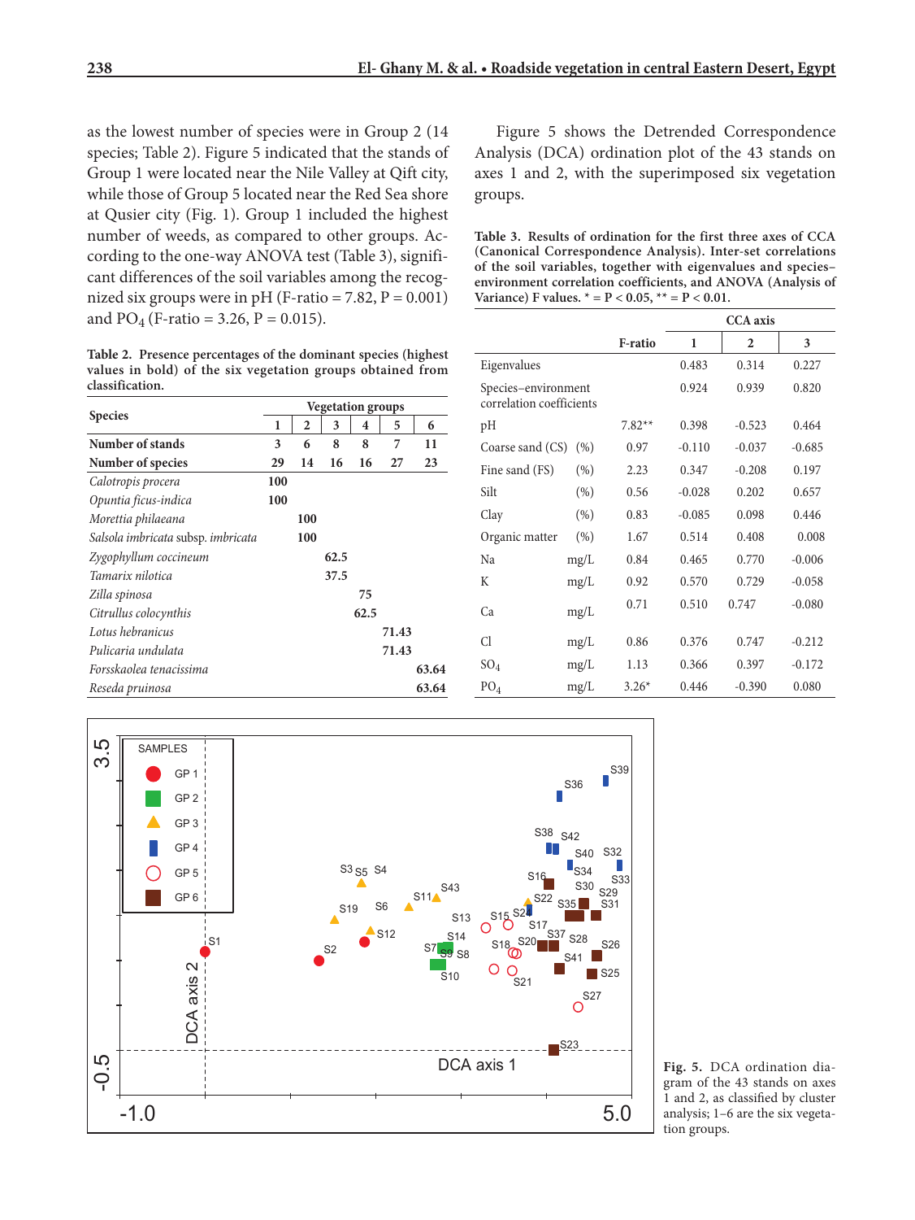as the lowest number of species were in Group 2 (14 species; Table 2). Figure 5 indicated that the stands of Group 1 were located near the Nile Valley at Qift city, while those of Group 5 located near the Red Sea shore at Qusier city (Fig. 1). Group 1 included the highest number of weeds, as compared to other groups. According to the one-way ANOVA test (Table 3), significant differences of the soil variables among the recognized six groups were in pH (F-ratio = 7.82, P = 0.001) and $PO_4$ (F-ratio = 3.26, P = 0.015).

**Table 2. Presence percentages of the dominant species (highest values in bold) of the six vegetation groups obtained from classification.**

| Species | Vegetation groups | | | | | |
|---|---|---|---|---|---|---|
| | 1 | 2 | 3 | 4 | 5 | 6 |
| **Number of stands** | 3 | 6 | 8 | 8 | 7 | 11 |
| **Number of species** | 29 | 14 | 16 | 16 | 27 | 23 |
| *Calotropis procera* | **100** | | | | | |
| *Opuntia ficus-indica* | **100** | | | | | |
| *Morettia philaeana* | | **100** | | | | |
| *Salsola imbricata* subsp. *imbricata* | | **100** | | | | |
| *Zygophyllum coccineum* | | | **62.5** | | | |
| *Tamarix nilotica* | | | **37.5** | | | |
| *Zilla spinosa* | | | | **75** | | |
| *Citrullus colocynthis* | | | | **62.5** | | |
| *Lotus hebranicus* | | | | | **71.43** | |
| *Pulicaria undulata* | | | | | **71.43** | |
| *Forsskaolea tenacissima* | | | | | | **63.64** |
| *Reseda pruinosa* | | | | | | **63.64** |

Figure 5 shows the Detrended Correspondence Analysis (DCA) ordination plot of the 43 stands on axes 1 and 2, with the superimposed six vegetation groups.

**Table 3. Results of ordination for the first three axes of CCA (Canonical Correspondence Analysis). Inter-set correlations of the soil variables, together with eigenvalues and species–environment correlation coefficients, and ANOVA (Analysis of Variance) F values. * = P < 0.05, ** = P < 0.01.**

| | | F-ratio | CCA axis | | |
|---|---|---|---|---|---|
| | | | 1 | 2 | 3 |
| Eigenvalues | | | 0.483 | 0.314 | 0.227 |
| Species–environment correlation coefficients | | | 0.924 | 0.939 | 0.820 |
| pH | | 7.82** | 0.398 | -0.523 | 0.464 |
| Coarse sand (CS) | (%) | 0.97 | -0.110 | -0.037 | -0.685 |
| Fine sand (FS) | (%) | 2.23 | 0.347 | -0.208 | 0.197 |
| Silt | (%) | 0.56 | -0.028 | 0.202 | 0.657 |
| Clay | (%) | 0.83 | -0.085 | 0.098 | 0.446 |
| Organic matter | (%) | 1.67 | 0.514 | 0.408 | 0.008 |
| Na | mg/L | 0.84 | 0.465 | 0.770 | -0.006 |
| K | mg/L | 0.92 | 0.570 | 0.729 | -0.058 |
| Ca | mg/L | 0.71 | 0.510 | 0.747 | -0.080 |
| Cl | mg/L | 0.86 | 0.376 | 0.747 | -0.212 |
| $SO_4$ | mg/L | 1.13 | 0.366 | 0.397 | -0.172 |
| $PO_4$ | mg/L | 3.26* | 0.446 | -0.390 | 0.080 |

**Fig. 5.** DCA ordination diagram of the 43 stands on axes 1 and 2, as classified by cluster analysis; 1–6 are the six vegetation groups.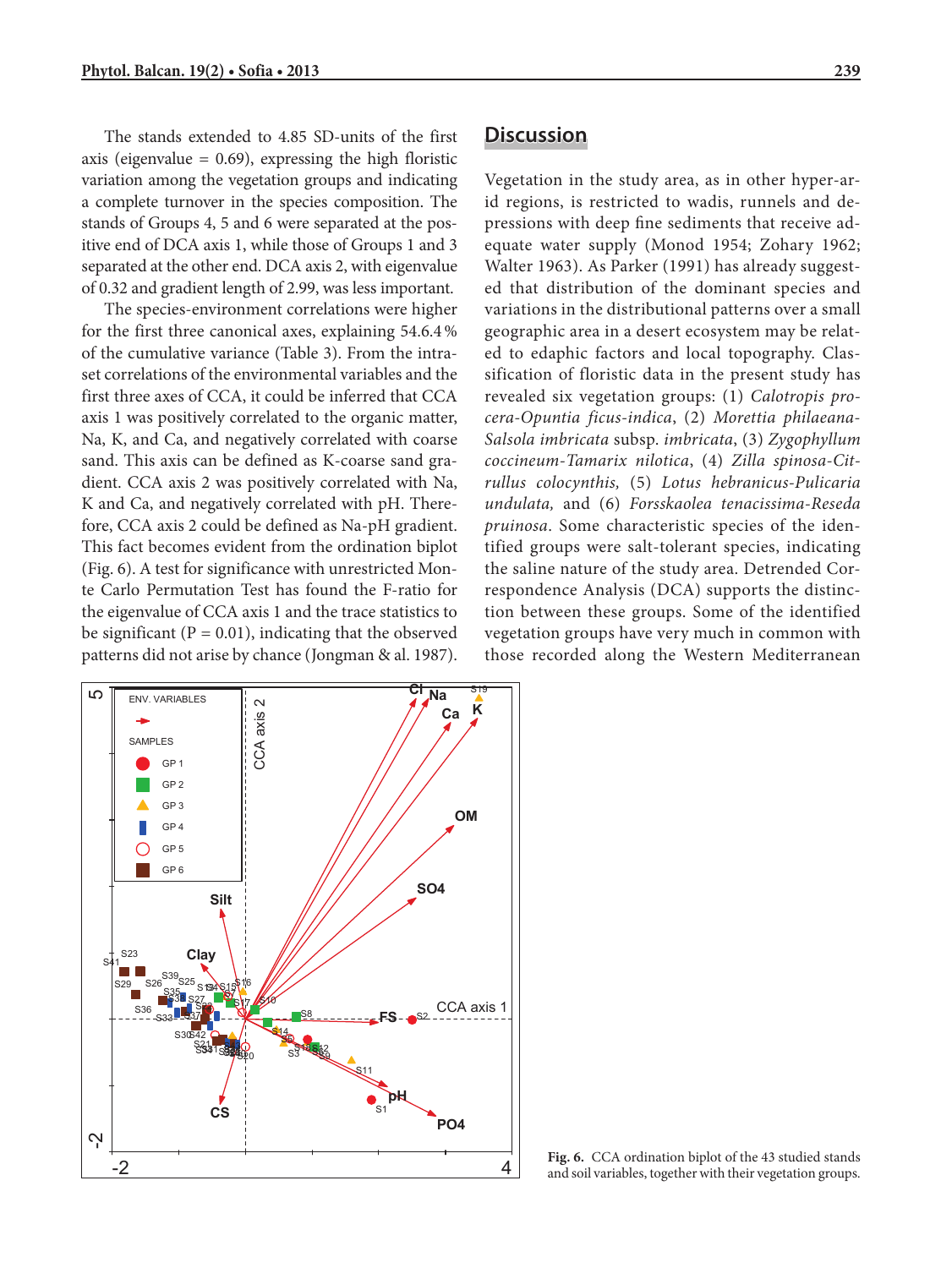The stands extended to 4.85 SD-units of the first axis (eigenvalue = 0.69), expressing the high floristic variation among the vegetation groups and indicating a complete turnover in the species composition. The stands of Groups 4, 5 and 6 were separated at the positive end of DCA axis 1, while those of Groups 1 and 3 separated at the other end. DCA axis 2, with eigenvalue of 0.32 and gradient length of 2.99, was less important.

The species-environment correlations were higher for the first three canonical axes, explaining 54.6.4 % of the cumulative variance (Table 3). From the intra-set correlations of the environmental variables and the first three axes of CCA, it could be inferred that CCA axis 1 was positively correlated to the organic matter, Na, K, and Ca, and negatively correlated with coarse sand. This axis can be defined as K-coarse sand gradient. CCA axis 2 was positively correlated with Na, K and Ca, and negatively correlated with pH. Therefore, CCA axis 2 could be defined as Na-pH gradient. This fact becomes evident from the ordination biplot (Fig. 6). A test for significance with unrestricted Monte Carlo Permutation Test has found the F-ratio for the eigenvalue of CCA axis 1 and the trace statistics to be significant (P = 0.01), indicating that the observed patterns did not arise by chance (Jongman & al. 1987).

**Fig. 6.** CCA ordination biplot of the 43 studied stands and soil variables, together with their vegetation groups.

## Discussion

Vegetation in the study area, as in other hyper-arid regions, is restricted to wadis, runnels and depressions with deep fine sediments that receive adequate water supply (Monod 1954; Zohary 1962; Walter 1963). As Parker (1991) has already suggested that distribution of the dominant species and variations in the distributional patterns over a small geographic area in a desert ecosystem may be related to edaphic factors and local topography. Classification of floristic data in the present study has revealed six vegetation groups: (1) *Calotropis procera-Opuntia ficus-indica*, (2) *Morettia philaeana-Salsola imbricata* subsp. *imbricata*, (3) *Zygophyllum coccineum-Tamarix nilotica*, (4) *Zilla spinosa-Citrullus colocynthis,* (5) *Lotus hebranicus-Pulicaria undulata,* and (6) *Forsskaolea tenacissima-Reseda pruinosa*. Some characteristic species of the identified groups were salt-tolerant species, indicating the saline nature of the study area. Detrended Correspondence Analysis (DCA) supports the distinction between these groups. Some of the identified vegetation groups have very much in common with those recorded along the Western Mediterranean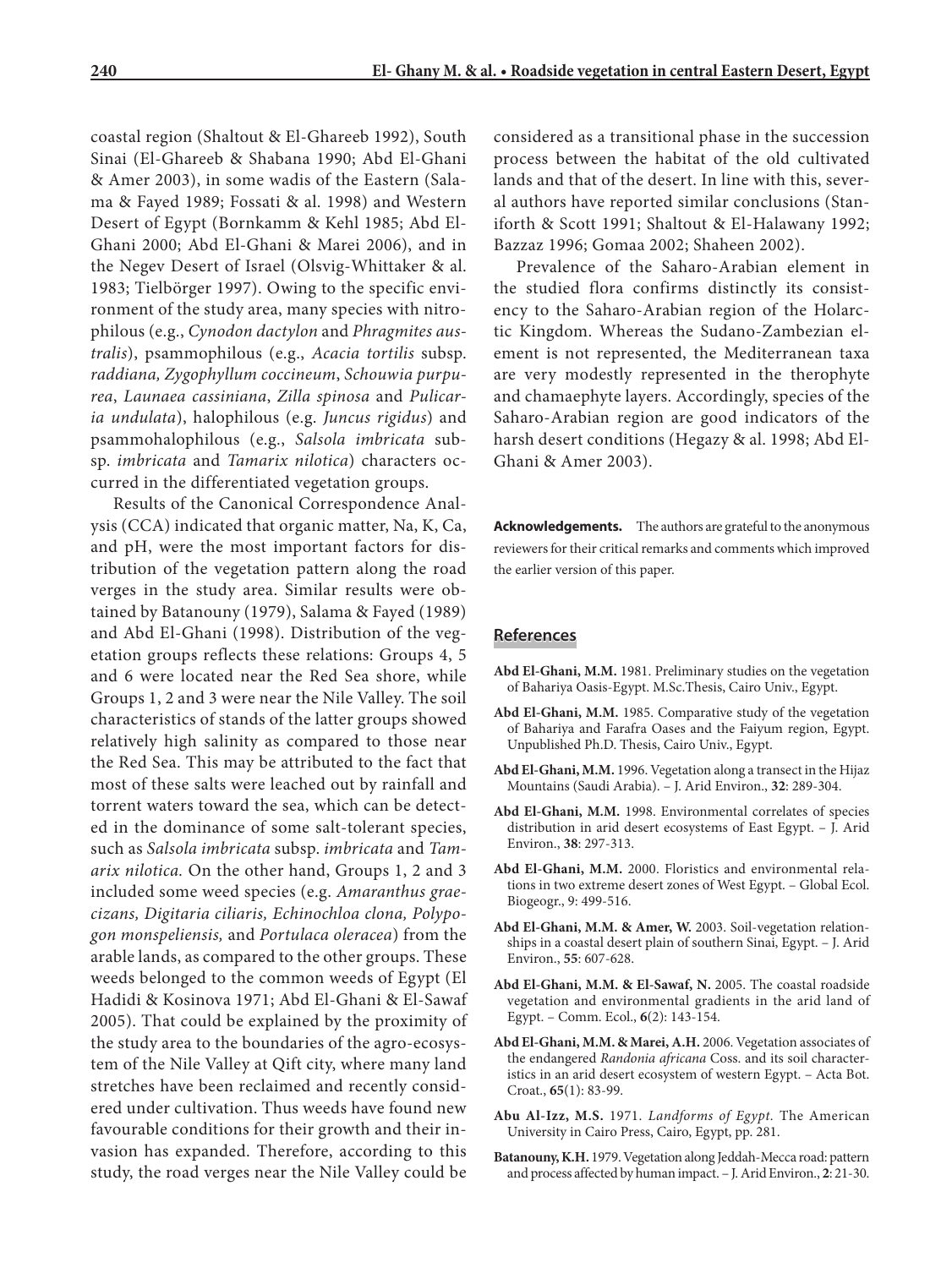coastal region (Shaltout & El-Ghareeb 1992), South Sinai (El-Ghareeb & Shabana 1990; Abd El-Ghani & Amer 2003), in some wadis of the Eastern (Salama & Fayed 1989; Fossati & al. 1998) and Western Desert of Egypt (Bornkamm & Kehl 1985; Abd El-Ghani 2000; Abd El-Ghani & Marei 2006), and in the Negev Desert of Israel (Olsvig-Whittaker & al. 1983; Tielbörger 1997). Owing to the specific environment of the study area, many species with nitrophilous (e.g., *Cynodon dactylon* and *Phragmites australis*), psammophilous (e.g., *Acacia tortilis* subsp. *raddiana, Zygophyllum coccineum*, *Schouwia purpurea*, *Launaea cassiniana*, *Zilla spinosa* and *Pulicaria undulata*), halophilous (e.g. *Juncus rigidus*) and psammohalophilous (e.g., *Salsola imbricata* subsp. *imbricata* and *Tamarix nilotica*) characters occurred in the differentiated vegetation groups.

Results of the Canonical Correspondence Analysis (CCA) indicated that organic matter, Na, K, Ca, and pH, were the most important factors for distribution of the vegetation pattern along the road verges in the study area. Similar results were obtained by Batanouny (1979), Salama & Fayed (1989) and Abd El-Ghani (1998). Distribution of the vegetation groups reflects these relations: Groups 4, 5 and 6 were located near the Red Sea shore, while Groups 1, 2 and 3 were near the Nile Valley. The soil characteristics of stands of the latter groups showed relatively high salinity as compared to those near the Red Sea. This may be attributed to the fact that most of these salts were leached out by rainfall and torrent waters toward the sea, which can be detected in the dominance of some salt-tolerant species, such as *Salsola imbricata* subsp. *imbricata* and *Tamarix nilotica.* On the other hand, Groups 1, 2 and 3 included some weed species (e.g. *Amaranthus graecizans, Digitaria ciliaris, Echinochloa clona, Polypogon monspeliensis,* and *Portulaca oleracea*) from the arable lands, as compared to the other groups. These weeds belonged to the common weeds of Egypt (El Hadidi & Kosinova 1971; Abd El-Ghani & El-Sawaf 2005). That could be explained by the proximity of the study area to the boundaries of the agro-ecosystem of the Nile Valley at Qift city, where many land stretches have been reclaimed and recently considered under cultivation. Thus weeds have found new favourable conditions for their growth and their invasion has expanded. Therefore, according to this study, the road verges near the Nile Valley could be considered as a transitional phase in the succession process between the habitat of the old cultivated lands and that of the desert. In line with this, several authors have reported similar conclusions (Staniforth & Scott 1991; Shaltout & El-Halawany 1992; Bazzaz 1996; Gomaa 2002; Shaheen 2002).

Prevalence of the Saharo-Arabian element in the studied flora confirms distinctly its consistency to the Saharo-Arabian region of the Holarctic Kingdom. Whereas the Sudano-Zambezian element is not represented, the Mediterranean taxa are very modestly represented in the therophyte and chamaephyte layers. Accordingly, species of the Saharo-Arabian region are good indicators of the harsh desert conditions (Hegazy & al. 1998; Abd El-Ghani & Amer 2003).

**Acknowledgements.** The authors are grateful to the anonymous reviewers for their critical remarks and comments which improved the earlier version of this paper.

## References

**Abd El-Ghani, M.M.** 1981. Preliminary studies on the vegetation of Bahariya Oasis-Egypt. M.Sc.Thesis, Cairo Univ., Egypt.

**Abd El-Ghani, M.M.** 1985. Comparative study of the vegetation of Bahariya and Farafra Oases and the Faiyum region, Egypt. Unpublished Ph.D. Thesis, Cairo Univ., Egypt.

**Abd El-Ghani, M.M.** 1996. Vegetation along a transect in the Hijaz Mountains (Saudi Arabia). – J. Arid Environ., **32**: 289-304.

**Abd El-Ghani, M.M.** 1998. Environmental correlates of species distribution in arid desert ecosystems of East Egypt. – J. Arid Environ., **38**: 297-313.

**Abd El-Ghani, M.M.** 2000. Floristics and environmental relations in two extreme desert zones of West Egypt. – Global Ecol. Biogeogr., 9: 499-516.

**Abd El-Ghani, M.M. & Amer, W.** 2003. Soil-vegetation relationships in a coastal desert plain of southern Sinai, Egypt. – J. Arid Environ., **55**: 607-628.

**Abd El-Ghani, M.M. & El-Sawaf, N.** 2005. The coastal roadside vegetation and environmental gradients in the arid land of Egypt. – Comm. Ecol., **6**(2): 143-154.

**Abd El-Ghani, M.M. & Marei, A.H.** 2006. Vegetation associates of the endangered *Randonia africana* Coss. and its soil characteristics in an arid desert ecosystem of western Egypt. – Acta Bot. Croat., **65**(1): 83-99.

**Abu Al-Izz, M.S.** 1971. *Landforms of Egypt.* The American University in Cairo Press, Cairo, Egypt, pp. 281.

**Batanouny, K.H.** 1979. Vegetation along Jeddah-Mecca road: pattern and process affected by human impact. – J. Arid Environ., **2**: 21-30.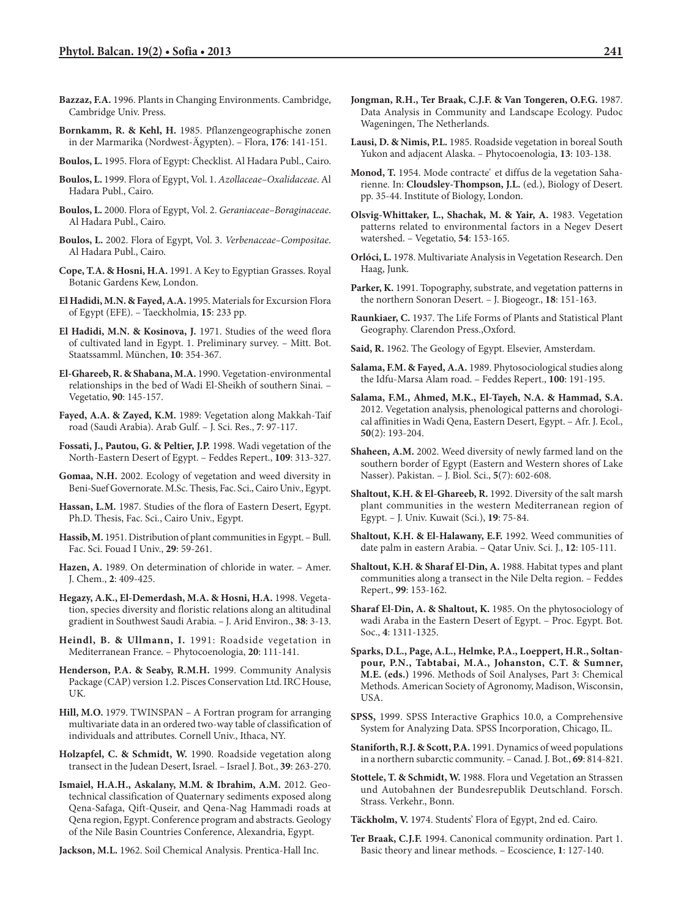**Bazzaz, F.A.** 1996. Plants in Changing Environments. Cambridge, Cambridge Univ. Press.

**Bornkamm, R. & Kehl, H.** 1985. Pflanzengeographische zonen in der Marmarika (Nordwest-Ägypten). – Flora, **176**: 141-151.

**Boulos, L.** 1995. Flora of Egypt: Checklist. Al Hadara Publ., Cairo.

**Boulos, L.** 1999. Flora of Egypt, Vol. 1. *Azollaceae–Oxalidaceae*. Al Hadara Publ., Cairo.

**Boulos, L.** 2000. Flora of Egypt, Vol. 2. *Geraniaceae–Boraginaceae*. Al Hadara Publ., Cairo.

**Boulos, L.** 2002. Flora of Egypt, Vol. 3. *Verbenaceae–Compositae*. Al Hadara Publ., Cairo.

**Cope, T.A. & Hosni, H.A.** 1991. A Key to Egyptian Grasses. Royal Botanic Gardens Kew, London.

**El Hadidi, M.N. & Fayed, A.A.** 1995. Materials for Excursion Flora of Egypt (EFE). – Taeckholmia, **15**: 233 pp.

**El Hadidi, M.N. & Kosinova, J.** 1971. Studies of the weed flora of cultivated land in Egypt. 1. Preliminary survey. – Mitt. Bot. Staatssamml. München, **10**: 354-367.

**El-Ghareeb, R. & Shabana, M.A.** 1990. Vegetation-environmental relationships in the bed of Wadi El-Sheikh of southern Sinai. – Vegetatio, **90**: 145-157.

**Fayed, A.A. & Zayed, K.M.** 1989: Vegetation along Makkah-Taif road (Saudi Arabia). Arab Gulf. – J. Sci. Res., **7**: 97-117.

**Fossati, J., Pautou, G. & Peltier, J.P.** 1998. Wadi vegetation of the North-Eastern Desert of Egypt. – Feddes Repert., **109**: 313-327.

**Gomaa, N.H.** 2002. Ecology of vegetation and weed diversity in Beni-Suef Governorate. M.Sc. Thesis, Fac. Sci., Cairo Univ., Egypt.

**Hassan, L.M.** 1987. Studies of the flora of Eastern Desert, Egypt. Ph.D. Thesis, Fac. Sci., Cairo Univ., Egypt.

**Hassib, M.** 1951. Distribution of plant communities in Egypt. – Bull. Fac. Sci. Fouad I Univ., **29**: 59-261.

**Hazen, A.** 1989. On determination of chloride in water. – Amer. J. Chem., **2**: 409-425.

**Hegazy, A.K., El-Demerdash, M.A. & Hosni, H.A.** 1998. Vegetation, species diversity and floristic relations along an altitudinal gradient in Southwest Saudi Arabia. – J. Arid Environ., **38**: 3-13.

**Heindl, B. & Ullmann, I.** 1991: Roadside vegetation in Mediterranean France. – Phytocoenologia, **20**: 111-141.

**Henderson, P.A. & Seaby, R.M.H.** 1999. Community Analysis Package (CAP) version 1.2. Pisces Conservation Ltd. IRC House, UK.

**Hill, M.O.** 1979. TWINSPAN – A Fortran program for arranging multivariate data in an ordered two-way table of classification of individuals and attributes. Cornell Univ., Ithaca, NY.

**Holzapfel, C. & Schmidt, W.** 1990. Roadside vegetation along transect in the Judean Desert, Israel. – Israel J. Bot., **39**: 263-270.

**Ismaiel, H.A.H., Askalany, M.M. & Ibrahim, A.M.** 2012. Geotechnical classification of Quaternary sediments exposed along Qena-Safaga, Qift-Quseir, and Qena-Nag Hammadi roads at Qena region, Egypt. Conference program and abstracts. Geology of the Nile Basin Countries Conference, Alexandria, Egypt.

**Jackson, M.L.** 1962. Soil Chemical Analysis. Prentica-Hall Inc.

**Jongman, R.H., Ter Braak, C.J.F. & Van Tongeren, O.F.G.** 1987. Data Analysis in Community and Landscape Ecology. Pudoc Wageningen, The Netherlands.

**Lausi, D. & Nimis, P.L.** 1985. Roadside vegetation in boreal South Yukon and adjacent Alaska. – Phytocoenologia, **13**: 103-138.

**Monod, T.** 1954. Mode contracte' et diffus de la vegetation Saharienne. In: **Cloudsley-Thompson, J.L.** (ed.), Biology of Desert. pp. 35-44. Institute of Biology, London.

**Olsvig-Whittaker, L., Shachak, M. & Yair, A.** 1983. Vegetation patterns related to environmental factors in a Negev Desert watershed. – Vegetatio, **54**: 153-165.

**Orlóci, L.** 1978. Multivariate Analysis in Vegetation Research. Den Haag, Junk.

**Parker, K.** 1991. Topography, substrate, and vegetation patterns in the northern Sonoran Desert. – J. Biogeogr., **18**: 151-163.

**Raunkiaer, C.** 1937. The Life Forms of Plants and Statistical Plant Geography. Clarendon Press.,Oxford.

**Said, R.** 1962. The Geology of Egypt. Elsevier, Amsterdam.

**Salama, F.M. & Fayed, A.A.** 1989. Phytosociological studies along the Idfu-Marsa Alam road. – Feddes Repert., **100**: 191-195.

**Salama, F.M., Ahmed, M.K., El-Tayeh, N.A. & Hammad, S.A.** 2012. Vegetation analysis, phenological patterns and chorological affinities in Wadi Qena, Eastern Desert, Egypt. – Afr. J. Ecol., **50**(2): 193-204.

**Shaheen, A.M.** 2002. Weed diversity of newly farmed land on the southern border of Egypt (Eastern and Western shores of Lake Nasser). Pakistan. – J. Biol. Sci., **5**(7): 602-608.

**Shaltout, K.H. & El-Ghareeb, R.** 1992. Diversity of the salt marsh plant communities in the western Mediterranean region of Egypt. – J. Univ. Kuwait (Sci.), **19**: 75-84.

**Shaltout, K.H. & El-Halawany, E.F.** 1992. Weed communities of date palm in eastern Arabia. – Qatar Univ. Sci. J., **12**: 105-111.

**Shaltout, K.H. & Sharaf El-Din, A.** 1988. Habitat types and plant communities along a transect in the Nile Delta region. – Feddes Repert., **99**: 153-162.

**Sharaf El-Din, A. & Shaltout, K.** 1985. On the phytosociology of wadi Araba in the Eastern Desert of Egypt. – Proc. Egypt. Bot. Soc., **4**: 1311-1325.

**Sparks, D.L., Page, A.L., Helmke, P.A., Loeppert, H.R., Soltanpour, P.N., Tabtabai, M.A., Johanston, C.T. & Sumner, M.E. (eds.)** 1996. Methods of Soil Analyses, Part 3: Chemical Methods. American Society of Agronomy, Madison, Wisconsin, USA.

**SPSS,** 1999. SPSS Interactive Graphics 10.0, a Comprehensive System for Analyzing Data. SPSS Incorporation, Chicago, IL.

**Staniforth, R.J. & Scott, P.A.** 1991. Dynamics of weed populations in a northern subarctic community. – Canad. J. Bot., **69**: 814-821.

**Stottele, T. & Schmidt, W.** 1988. Flora und Vegetation an Strassen und Autobahnen der Bundesrepublik Deutschland. Forsch. Strass. Verkehr., Bonn.

**Täckholm, V.** 1974. Students' Flora of Egypt, 2nd ed. Cairo.

**Ter Braak, C.J.F.** 1994. Canonical community ordination. Part 1. Basic theory and linear methods. – Ecoscience, **1**: 127-140.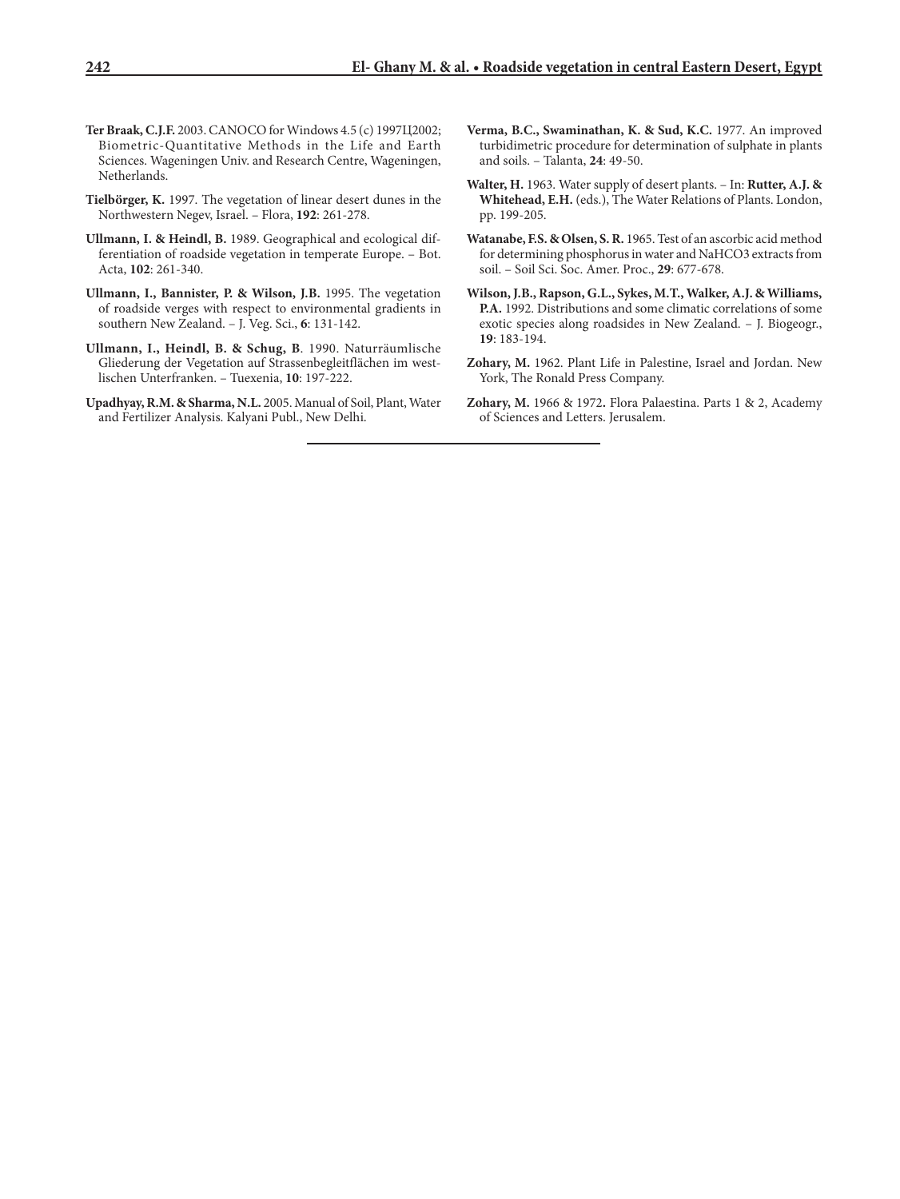**Ter Braak, C.J.F.** 2003. CANOCO for Windows 4.5 (c) 1997Ц2002; Biometric-Quantitative Methods in the Life and Earth Sciences. Wageningen Univ. and Research Centre, Wageningen, Netherlands.

**Tielbörger, K.** 1997. The vegetation of linear desert dunes in the Northwestern Negev, Israel. – Flora, **192**: 261-278.

**Ullmann, I. & Heindl, B.** 1989. Geographical and ecological differentiation of roadside vegetation in temperate Europe. – Bot. Acta, **102**: 261-340.

**Ullmann, I., Bannister, P. & Wilson, J.B.** 1995. The vegetation of roadside verges with respect to environmental gradients in southern New Zealand. – J. Veg. Sci., **6**: 131-142.

**Ullmann, I., Heindl, B. & Schug, B**. 1990. Naturräumlische Gliederung der Vegetation auf Strassenbegleitflächen im westlischen Unterfranken. – Tuexenia, **10**: 197-222.

**Upadhyay, R.M. & Sharma, N.L.** 2005. Manual of Soil, Plant, Water and Fertilizer Analysis. Kalyani Publ., New Delhi.

**Verma, B.C., Swaminathan, K. & Sud, K.C.** 1977. An improved turbidimetric procedure for determination of sulphate in plants and soils. – Talanta, **24**: 49-50.

**Walter, H.** 1963. Water supply of desert plants. – In: **Rutter, A.J. & Whitehead, E.H.** (eds.), The Water Relations of Plants. London, pp. 199-205.

**Watanabe, F.S. & Olsen, S. R.** 1965. Test of an ascorbic acid method for determining phosphorus in water and NaHCO3 extracts from soil. – Soil Sci. Soc. Amer. Proc., **29**: 677-678.

**Wilson, J.B., Rapson, G.L., Sykes, M.T., Walker, A.J. & Williams, P.A.** 1992. Distributions and some climatic correlations of some exotic species along roadsides in New Zealand. – J. Biogeogr., **19**: 183-194.

**Zohary, M.** 1962. Plant Life in Palestine, Israel and Jordan. New York, The Ronald Press Company.

**Zohary, M.** 1966 & 1972**.** Flora Palaestina. Parts 1 & 2, Academy of Sciences and Letters. Jerusalem.